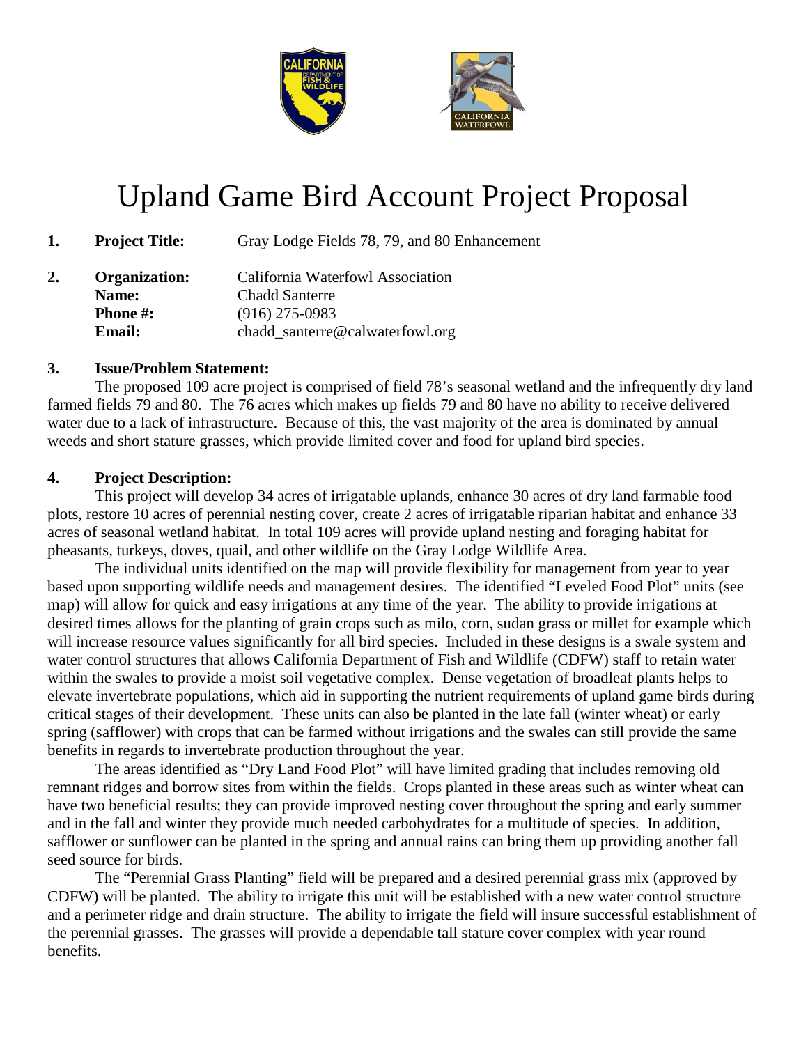# Upland Game Bird Account Project Proposal

**1. Project Title:** Gray Lodge Fields 78, 79, and 80 Enhancement

**2. Organization:** California Waterfowl Association
**Name:** Chadd Santerre
**Phone #:** (916) 275-0983
**Email:** chadd_santerre@calwaterfowl.org

**3. Issue/Problem Statement:**

The proposed 109 acre project is comprised of field 78's seasonal wetland and the infrequently dry land farmed fields 79 and 80. The 76 acres which makes up fields 79 and 80 have no ability to receive delivered water due to a lack of infrastructure. Because of this, the vast majority of the area is dominated by annual weeds and short stature grasses, which provide limited cover and food for upland bird species.

**4. Project Description:**

This project will develop 34 acres of irrigatable uplands, enhance 30 acres of dry land farmable food plots, restore 10 acres of perennial nesting cover, create 2 acres of irrigatable riparian habitat and enhance 33 acres of seasonal wetland habitat. In total 109 acres will provide upland nesting and foraging habitat for pheasants, turkeys, doves, quail, and other wildlife on the Gray Lodge Wildlife Area.

The individual units identified on the map will provide flexibility for management from year to year based upon supporting wildlife needs and management desires. The identified "Leveled Food Plot" units (see map) will allow for quick and easy irrigations at any time of the year. The ability to provide irrigations at desired times allows for the planting of grain crops such as milo, corn, sudan grass or millet for example which will increase resource values significantly for all bird species. Included in these designs is a swale system and water control structures that allows California Department of Fish and Wildlife (CDFW) staff to retain water within the swales to provide a moist soil vegetative complex. Dense vegetation of broadleaf plants helps to elevate invertebrate populations, which aid in supporting the nutrient requirements of upland game birds during critical stages of their development. These units can also be planted in the late fall (winter wheat) or early spring (safflower) with crops that can be farmed without irrigations and the swales can still provide the same benefits in regards to invertebrate production throughout the year.

The areas identified as "Dry Land Food Plot" will have limited grading that includes removing old remnant ridges and borrow sites from within the fields. Crops planted in these areas such as winter wheat can have two beneficial results; they can provide improved nesting cover throughout the spring and early summer and in the fall and winter they provide much needed carbohydrates for a multitude of species. In addition, safflower or sunflower can be planted in the spring and annual rains can bring them up providing another fall seed source for birds.

The "Perennial Grass Planting" field will be prepared and a desired perennial grass mix (approved by CDFW) will be planted. The ability to irrigate this unit will be established with a new water control structure and a perimeter ridge and drain structure. The ability to irrigate the field will insure successful establishment of the perennial grasses. The grasses will provide a dependable tall stature cover complex with year round benefits.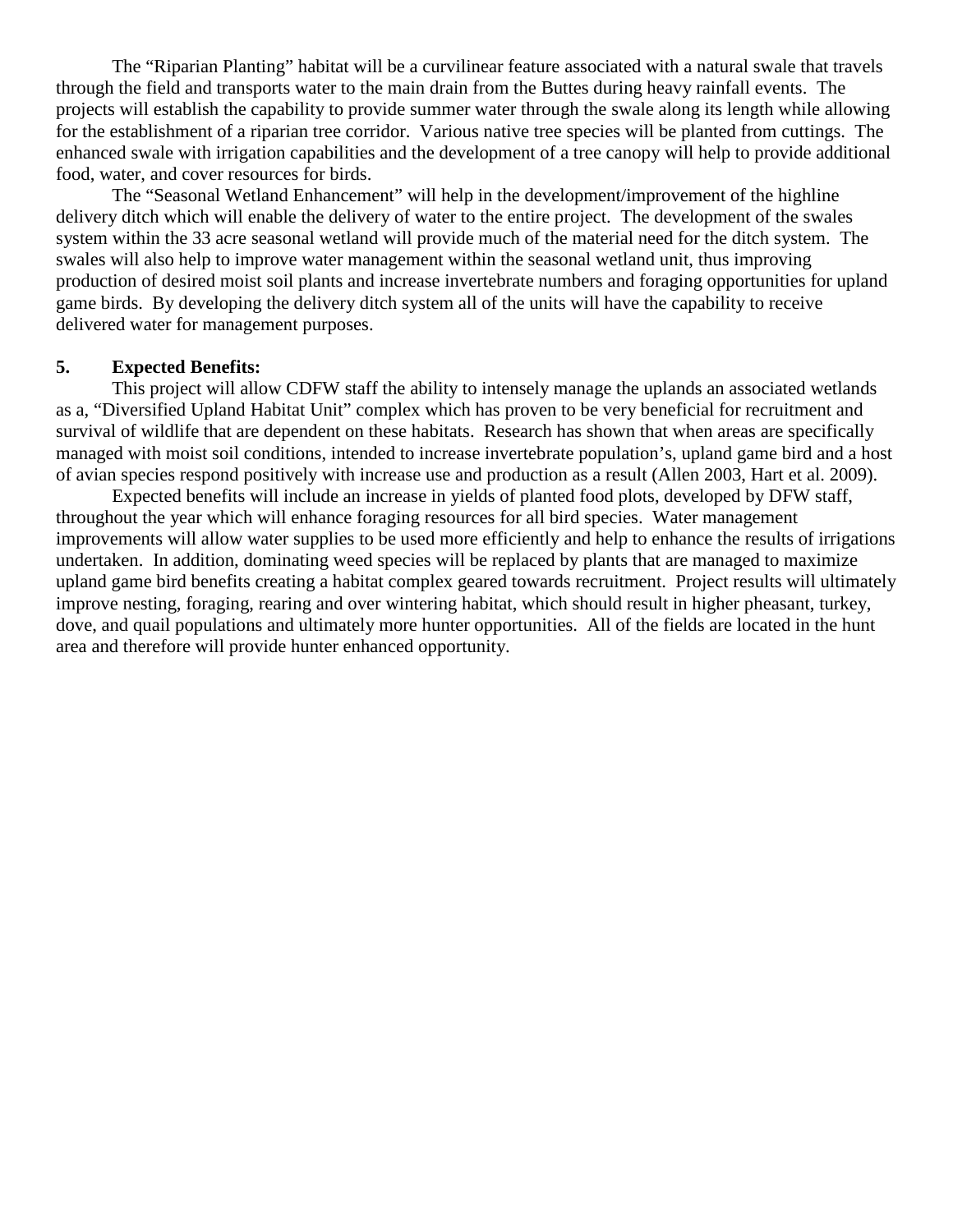The “Riparian Planting” habitat will be a curvilinear feature associated with a natural swale that travels through the field and transports water to the main drain from the Buttes during heavy rainfall events. The projects will establish the capability to provide summer water through the swale along its length while allowing for the establishment of a riparian tree corridor. Various native tree species will be planted from cuttings. The enhanced swale with irrigation capabilities and the development of a tree canopy will help to provide additional food, water, and cover resources for birds.

The “Seasonal Wetland Enhancement” will help in the development/improvement of the highline delivery ditch which will enable the delivery of water to the entire project. The development of the swales system within the 33 acre seasonal wetland will provide much of the material need for the ditch system. The swales will also help to improve water management within the seasonal wetland unit, thus improving production of desired moist soil plants and increase invertebrate numbers and foraging opportunities for upland game birds. By developing the delivery ditch system all of the units will have the capability to receive delivered water for management purposes.

**5. Expected Benefits:**

This project will allow CDFW staff the ability to intensely manage the uplands an associated wetlands as a, “Diversified Upland Habitat Unit” complex which has proven to be very beneficial for recruitment and survival of wildlife that are dependent on these habitats. Research has shown that when areas are specifically managed with moist soil conditions, intended to increase invertebrate population’s, upland game bird and a host of avian species respond positively with increase use and production as a result (Allen 2003, Hart et al. 2009).

Expected benefits will include an increase in yields of planted food plots, developed by DFW staff, throughout the year which will enhance foraging resources for all bird species. Water management improvements will allow water supplies to be used more efficiently and help to enhance the results of irrigations undertaken. In addition, dominating weed species will be replaced by plants that are managed to maximize upland game bird benefits creating a habitat complex geared towards recruitment. Project results will ultimately improve nesting, foraging, rearing and over wintering habitat, which should result in higher pheasant, turkey, dove, and quail populations and ultimately more hunter opportunities. All of the fields are located in the hunt area and therefore will provide hunter enhanced opportunity.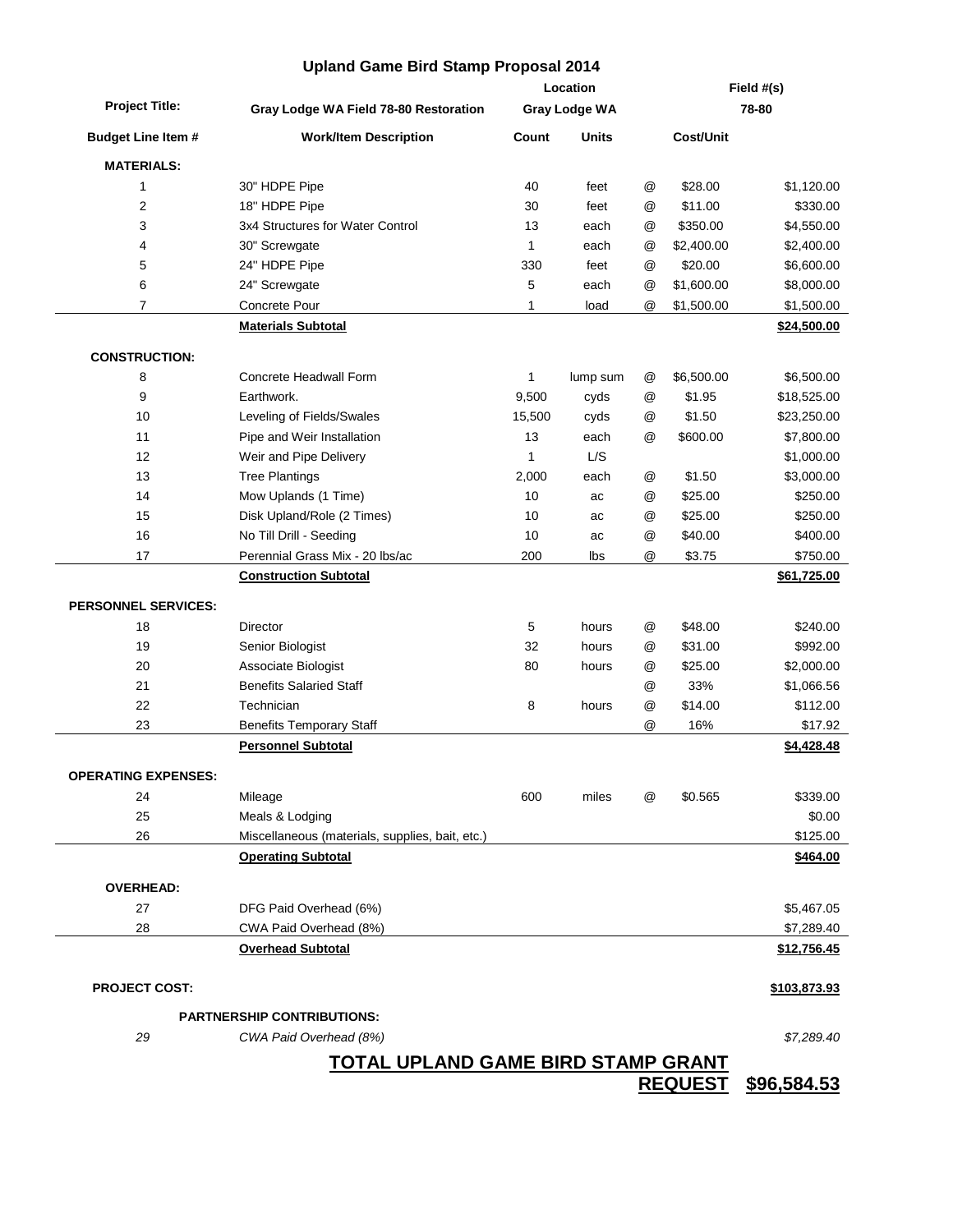# Upland Game Bird Stamp Proposal 2014

| Project Title: | Gray Lodge WA Field 78-80 Restoration | Location | | | Field #(s) | |
|---|---|---|---|---|---|---|
| | | Gray Lodge WA | | | 78-80 | |
| **Budget Line Item #** | **Work/Item Description** | **Count** | **Units** | | **Cost/Unit** | |
| **MATERIALS:** | | | | | | |
| 1 | 30" HDPE Pipe | 40 | feet | @ | $28.00 | $1,120.00 |
| 2 | 18" HDPE Pipe | 30 | feet | @ | $11.00 | $330.00 |
| 3 | 3x4 Structures for Water Control | 13 | each | @ | $350.00 | $4,550.00 |
| 4 | 30" Screwgate | 1 | each | @ | $2,400.00 | $2,400.00 |
| 5 | 24" HDPE Pipe | 330 | feet | @ | $20.00 | $6,600.00 |
| 6 | 24" Screwgate | 5 | each | @ | $1,600.00 | $8,000.00 |
| 7 | Concrete Pour | 1 | load | @ | $1,500.00 | $1,500.00 |
| | **Materials Subtotal** | | | | | **$24,500.00** |
| **CONSTRUCTION:** | | | | | | |
| 8 | Concrete Headwall Form | 1 | lump sum | @ | $6,500.00 | $6,500.00 |
| 9 | Earthwork. | 9,500 | cyds | @ | $1.95 | $18,525.00 |
| 10 | Leveling of Fields/Swales | 15,500 | cyds | @ | $1.50 | $23,250.00 |
| 11 | Pipe and Weir Installation | 13 | each | @ | $600.00 | $7,800.00 |
| 12 | Weir and Pipe Delivery | 1 | L/S | | | $1,000.00 |
| 13 | Tree Plantings | 2,000 | each | @ | $1.50 | $3,000.00 |
| 14 | Mow Uplands (1 Time) | 10 | ac | @ | $25.00 | $250.00 |
| 15 | Disk Upland/Role (2 Times) | 10 | ac | @ | $25.00 | $250.00 |
| 16 | No Till Drill - Seeding | 10 | ac | @ | $40.00 | $400.00 |
| 17 | Perennial Grass Mix - 20 lbs/ac | 200 | lbs | @ | $3.75 | $750.00 |
| | **Construction Subtotal** | | | | | **$61,725.00** |
| **PERSONNEL SERVICES:** | | | | | | |
| 18 | Director | 5 | hours | @ | $48.00 | $240.00 |
| 19 | Senior Biologist | 32 | hours | @ | $31.00 | $992.00 |
| 20 | Associate Biologist | 80 | hours | @ | $25.00 | $2,000.00 |
| 21 | Benefits Salaried Staff | | | @ | 33% | $1,066.56 |
| 22 | Technician | 8 | hours | @ | $14.00 | $112.00 |
| 23 | Benefits Temporary Staff | | | @ | 16% | $17.92 |
| | **Personnel Subtotal** | | | | | **$4,428.48** |
| **OPERATING EXPENSES:** | | | | | | |
| 24 | Mileage | 600 | miles | @ | $0.565 | $339.00 |
| 25 | Meals & Lodging | | | | | $0.00 |
| 26 | Miscellaneous (materials, supplies, bait, etc.) | | | | | $125.00 |
| | **Operating Subtotal** | | | | | **$464.00** |
| **OVERHEAD:** | | | | | | |
| 27 | DFG Paid Overhead (6%) | | | | | $5,467.05 |
| 28 | CWA Paid Overhead (8%) | | | | | $7,289.40 |
| | **Overhead Subtotal** | | | | | **$12,756.45** |
| **PROJECT COST:** | | | | | | **$103,873.93** |
| | **PARTNERSHIP CONTRIBUTIONS:** | | | | | |
| *29* | *CWA Paid Overhead (8%)* | | | | | *$7,289.40* |
| | **TOTAL UPLAND GAME BIRD STAMP GRANT REQUEST** | | | | | **$96,584.53** |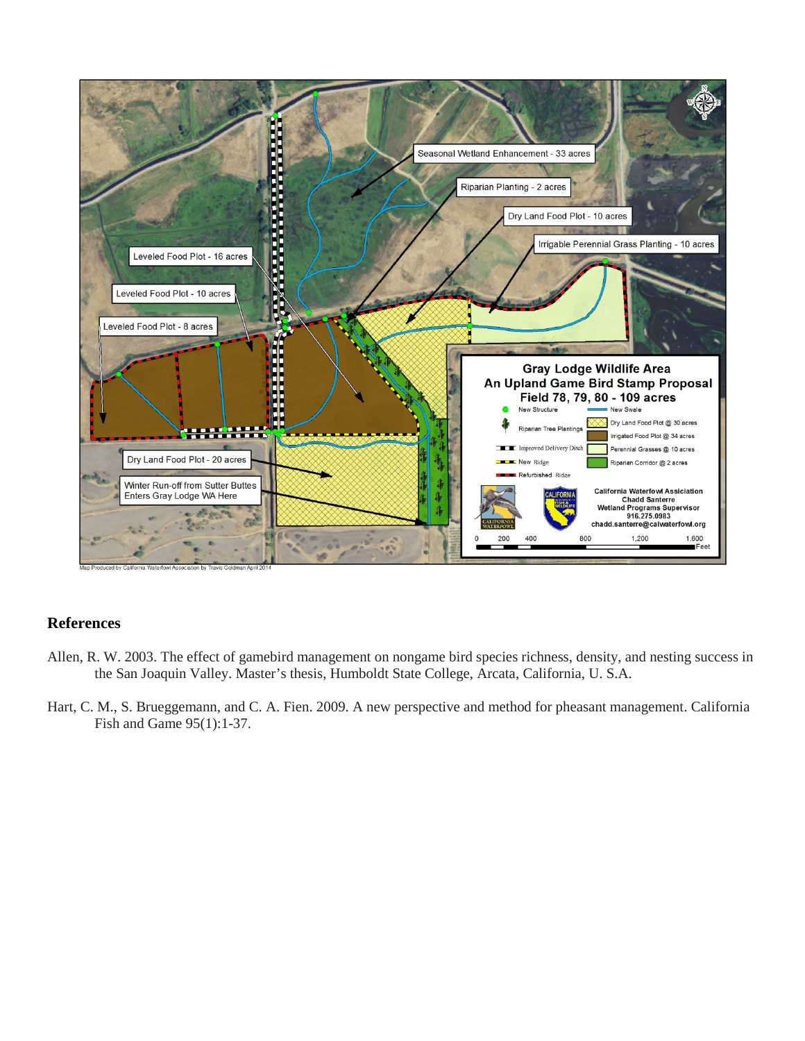Seasonal Wetland Enhancement - 33 acres

Riparian Planting - 2 acres

Dry Land Food Plot - 10 acres

Irrigable Perennial Grass Planting - 10 acres

Leveled Food Plot - 16 acres

Leveled Food Plot - 10 acres

Leveled Food Plot - 8 acres

Dry Land Food Plot - 20 acres

Winter Run-off from Sutter Buttes Enters Gray Lodge WA Here

Gray Lodge Wildlife Area
An Upland Game Bird Stamp Proposal
Field 78, 79, 80 - 109 acres

New Structure

New Swale

Riparian Tree Plantings

Dry Land Food Plot @ 30 acres

Irrigated Food Plot @ 34 acres

Improved Delivery Ditch

Perennial Grasses @ 10 acres

New Ridge

Riparian Corridor @ 2 acres

Refurbished Ridge

California Waterfowl Association
Chadd Santerre
Wetland Programs Supervisor
916.275.0983
chadd.santerre@calwaterfowl.org

0 200 400 800 1,200 1,600 Feet

Map Produced by California Waterfowl Association by Travis Goldman April 2014

## References

Allen, R. W. 2003. The effect of gamebird management on nongame bird species richness, density, and nesting success in the San Joaquin Valley. Master's thesis, Humboldt State College, Arcata, California, U. S.A.

Hart, C. M., S. Brueggemann, and C. A. Fien. 2009. A new perspective and method for pheasant management. California Fish and Game 95(1):1-37.